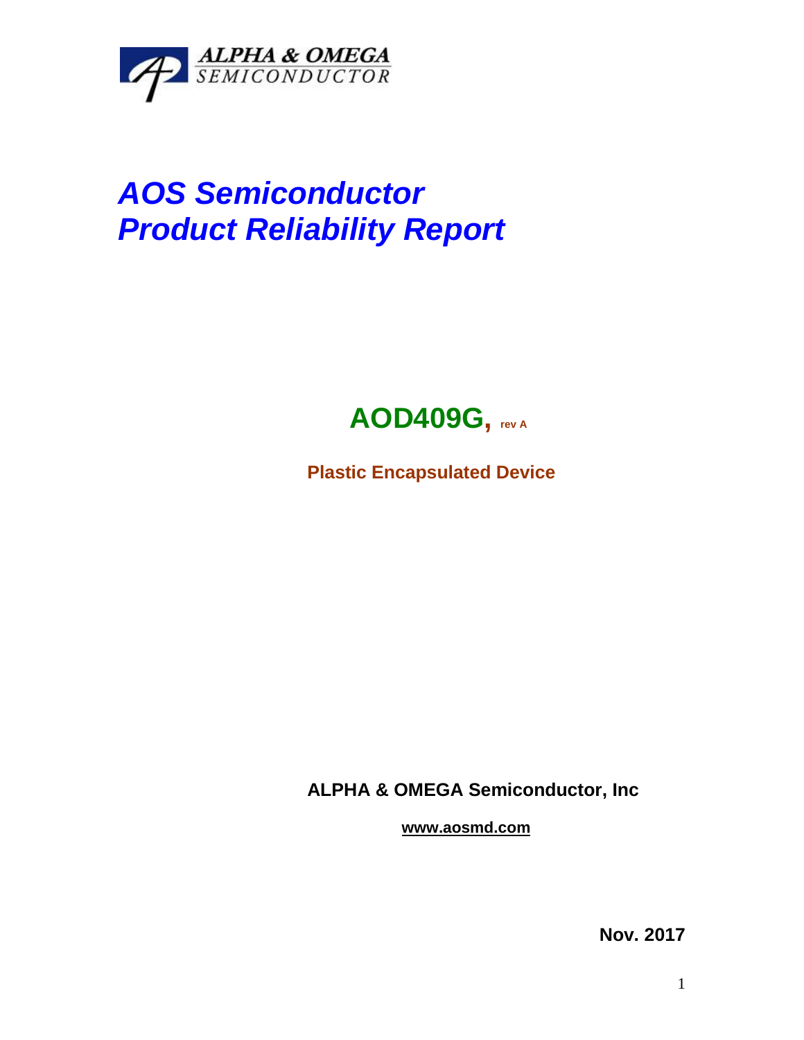ALPHA & OMEGA
SEMICONDUCTOR

# *AOS Semiconductor*
# *Product Reliability Report*

## AOD409G, rev A

**Plastic Encapsulated Device**

**ALPHA & OMEGA Semiconductor, Inc**

**www.aosmd.com**

**Nov. 2017**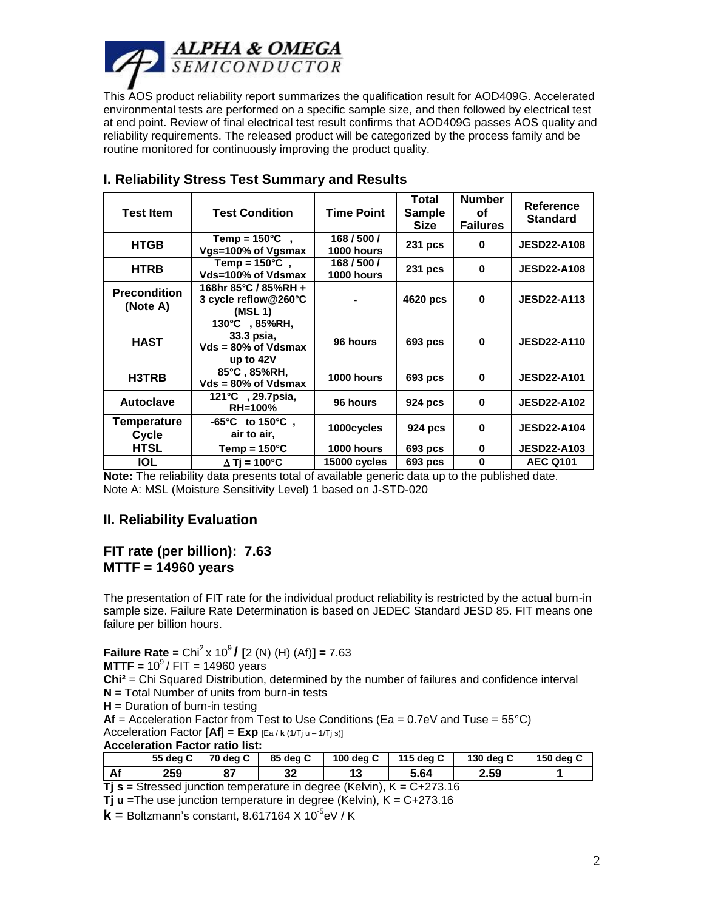ALPHA & OMEGA SEMICONDUCTOR

This AOS product reliability report summarizes the qualification result for AOD409G. Accelerated environmental tests are performed on a specific sample size, and then followed by electrical test at end point. Review of final electrical test result confirms that AOD409G passes AOS quality and reliability requirements. The released product will be categorized by the process family and be routine monitored for continuously improving the product quality.

## I. Reliability Stress Test Summary and Results

| Test Item | Test Condition | Time Point | Total Sample Size | Number of Failures | Reference Standard |
|---|---|---|---|---|---|
| **HTGB** | **Temp = 150°C , Vgs=100% of Vgsmax** | **168 / 500 / 1000 hours** | **231 pcs** | **0** | **JESD22-A108** |
| **HTRB** | **Temp = 150°C , Vds=100% of Vdsmax** | **168 / 500 / 1000 hours** | **231 pcs** | **0** | **JESD22-A108** |
| **Precondition (Note A)** | **168hr 85°C / 85%RH + 3 cycle reflow@260°C (MSL 1)** | **-** | **4620 pcs** | **0** | **JESD22-A113** |
| **HAST** | **130°C , 85%RH, 33.3 psia, Vds = 80% of Vdsmax up to 42V** | **96 hours** | **693 pcs** | **0** | **JESD22-A110** |
| **H3TRB** | **85°C , 85%RH, Vds = 80% of Vdsmax** | **1000 hours** | **693 pcs** | **0** | **JESD22-A101** |
| **Autoclave** | **121°C , 29.7psia, RH=100%** | **96 hours** | **924 pcs** | **0** | **JESD22-A102** |
| **Temperature Cycle** | **-65°C to 150°C , air to air,** | **1000cycles** | **924 pcs** | **0** | **JESD22-A104** |
| **HTSL** | **Temp = 150°C** | **1000 hours** | **693 pcs** | **0** | **JESD22-A103** |
| **IOL** | **$\Delta$ Tj = 100°C** | **15000 cycles** | **693 pcs** | **0** | **AEC Q101** |

**Note:** The reliability data presents total of available generic data up to the published date.
Note A: MSL (Moisture Sensitivity Level) 1 based on J-STD-020

## II. Reliability Evaluation

### FIT rate (per billion): 7.63
### MTTF = 14960 years

The presentation of FIT rate for the individual product reliability is restricted by the actual burn-in sample size. Failure Rate Determination is based on JEDEC Standard JESD 85. FIT means one failure per billion hours.

**Failure Rate** = $\text{Chi}^2 \times 10^9$ **/ [**2 (N) (H) (Af)**] =** 7.63
**MTTF =** $10^9$ / FIT = 14960 years
**Chi²** = Chi Squared Distribution, determined by the number of failures and confidence interval
**N** = Total Number of units from burn-in tests
**H** = Duration of burn-in testing
**Af** = Acceleration Factor from Test to Use Conditions (Ea = 0.7eV and Tuse = 55°C)
Acceleration Factor [**Af**] = **Exp** $[Ea / \mathbf{k} (1/T_{j\,u} - 1/T_{j\,s})]$
**Acceleration Factor ratio list:**

| | 55 deg C | 70 deg C | 85 deg C | 100 deg C | 115 deg C | 130 deg C | 150 deg C |
|---|---|---|---|---|---|---|---|
| **Af** | **259** | **87** | **32** | **13** | **5.64** | **2.59** | **1** |

**Tj s** = Stressed junction temperature in degree (Kelvin), K = C+273.16
**Tj u** =The use junction temperature in degree (Kelvin), K = C+273.16
**k** = Boltzmann's constant, $8.617164 \times 10^{-5}$eV / K